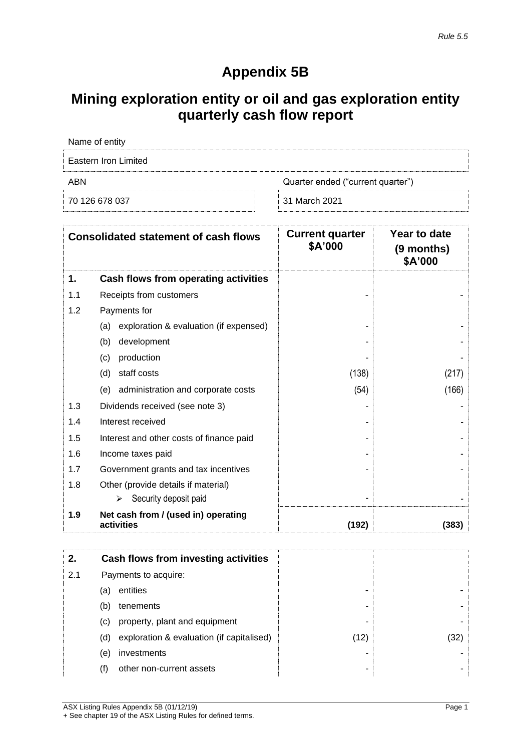*Rule 5.5*

# Appendix 5B

## Mining exploration entity or oil and gas exploration entity quarterly cash flow report

| Name of entity | |
|---|---|
| Eastern Iron Limited | |
| **ABN** | **Quarter ended ("current quarter")** |
| 70 126 678 037 | 31 March 2021 |

| | Consolidated statement of cash flows | Current quarter $A'000 | Year to date (9 months) $A'000 |
|---|---|---|---|
| **1.** | **Cash flows from operating activities** | | |
| 1.1 | Receipts from customers | - | - |
| 1.2 | Payments for | | |
| | (a) exploration & evaluation (if expensed) | - | - |
| | (b) development | - | - |
| | (c) production | - | - |
| | (d) staff costs | (138) | (217) |
| | (e) administration and corporate costs | (54) | (166) |
| 1.3 | Dividends received (see note 3) | - | - |
| 1.4 | Interest received | - | - |
| 1.5 | Interest and other costs of finance paid | - | - |
| 1.6 | Income taxes paid | - | - |
| 1.7 | Government grants and tax incentives | - | - |
| 1.8 | Other (provide details if material) | | |
| | ➢ Security deposit paid | - | - |
| **1.9** | **Net cash from / (used in) operating activities** | **(192)** | **(383)** |

| | | | |
|---|---|---|---|
| **2.** | **Cash flows from investing activities** | | |
| 2.1 | Payments to acquire: | | |
| | (a) entities | - | - |
| | (b) tenements | - | - |
| | (c) property, plant and equipment | - | - |
| | (d) exploration & evaluation (if capitalised) | (12) | (32) |
| | (e) investments | - | - |
| | (f) other non-current assets | - | - |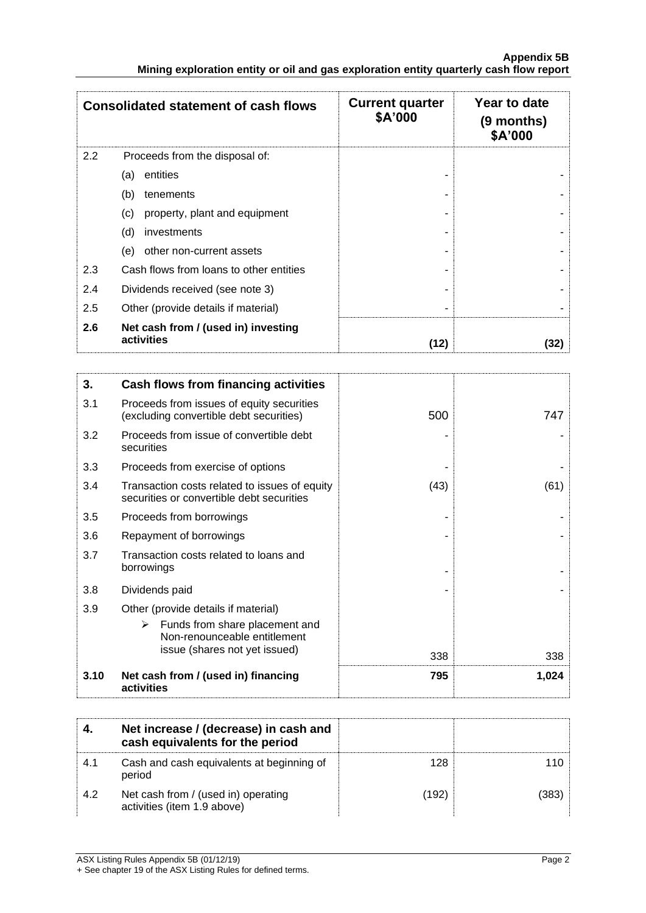| Consolidated statement of cash flows | | Current quarter $A'000 | Year to date (9 months) $A'000 |
|---|---|---|---|
| 2.2 | Proceeds from the disposal of: | | |
| | (a) entities | - | - |
| | (b) tenements | - | - |
| | (c) property, plant and equipment | - | - |
| | (d) investments | - | - |
| | (e) other non-current assets | - | - |
| 2.3 | Cash flows from loans to other entities | - | - |
| 2.4 | Dividends received (see note 3) | - | - |
| 2.5 | Other (provide details if material) | - | - |
| **2.6** | **Net cash from / (used in) investing activities** | **(12)** | **(32)** |

| | | | |
|---|---|---|---|
| **3.** | **Cash flows from financing activities** | | |
| 3.1 | Proceeds from issues of equity securities (excluding convertible debt securities) | 500 | 747 |
| 3.2 | Proceeds from issue of convertible debt securities | - | - |
| 3.3 | Proceeds from exercise of options | - | - |
| 3.4 | Transaction costs related to issues of equity securities or convertible debt securities | (43) | (61) |
| 3.5 | Proceeds from borrowings | - | - |
| 3.6 | Repayment of borrowings | - | - |
| 3.7 | Transaction costs related to loans and borrowings | - | - |
| 3.8 | Dividends paid | - | - |
| 3.9 | Other (provide details if material) | | |
| | ➢ Funds from share placement and Non-renounceable entitlement issue (shares not yet issued) | 338 | 338 |
| **3.10** | **Net cash from / (used in) financing activities** | **795** | **1,024** |

| | | | |
|---|---|---|---|
| **4.** | **Net increase / (decrease) in cash and cash equivalents for the period** | | |
| 4.1 | Cash and cash equivalents at beginning of period | 128 | 110 |
| 4.2 | Net cash from / (used in) operating activities (item 1.9 above) | (192) | (383) |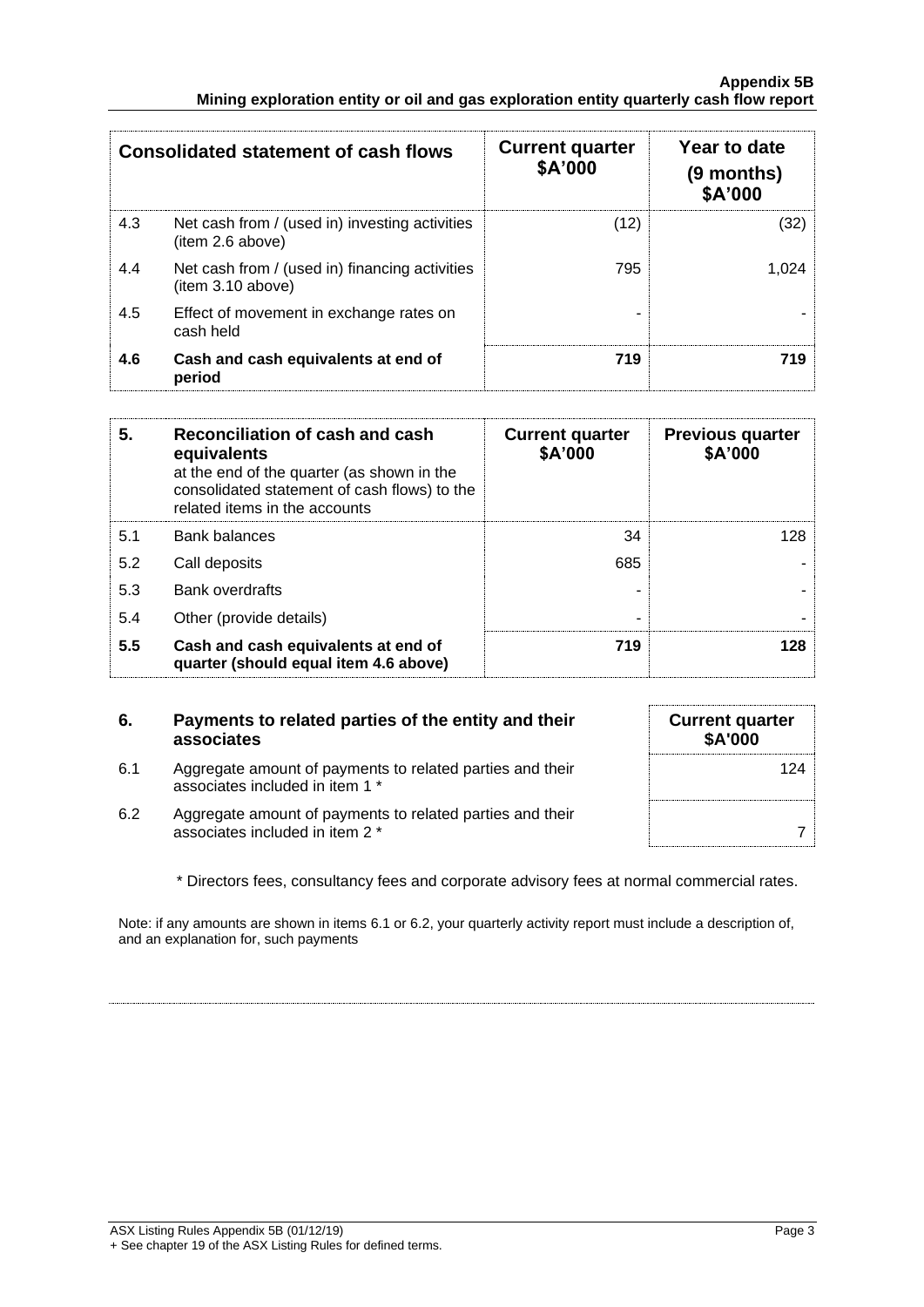| Consolidated statement of cash flows | | Current quarter \$A'000 | Year to date (9 months) \$A'000 |
|---|---|---|---|
| 4.3 | Net cash from / (used in) investing activities (item 2.6 above) | (12) | (32) |
| 4.4 | Net cash from / (used in) financing activities (item 3.10 above) | 795 | 1,024 |
| 4.5 | Effect of movement in exchange rates on cash held | - | - |
| **4.6** | **Cash and cash equivalents at end of period** | **719** | **719** |

| **5.** | **Reconciliation of cash and cash equivalents** at the end of the quarter (as shown in the consolidated statement of cash flows) to the related items in the accounts | **Current quarter \$A'000** | **Previous quarter \$A'000** |
|---|---|---|---|
| 5.1 | Bank balances | 34 | 128 |
| 5.2 | Call deposits | 685 | - |
| 5.3 | Bank overdrafts | - | - |
| 5.4 | Other (provide details) | - | - |
| **5.5** | **Cash and cash equivalents at end of quarter (should equal item 4.6 above)** | **719** | **128** |

| **6.** | **Payments to related parties of the entity and their associates** | **Current quarter \$A'000** |
|---|---|---|
| 6.1 | Aggregate amount of payments to related parties and their associates included in item 1 * | 124 |
| 6.2 | Aggregate amount of payments to related parties and their associates included in item 2 * | 7 |

\* Directors fees, consultancy fees and corporate advisory fees at normal commercial rates.

Note: if any amounts are shown in items 6.1 or 6.2, your quarterly activity report must include a description of, and an explanation for, such payments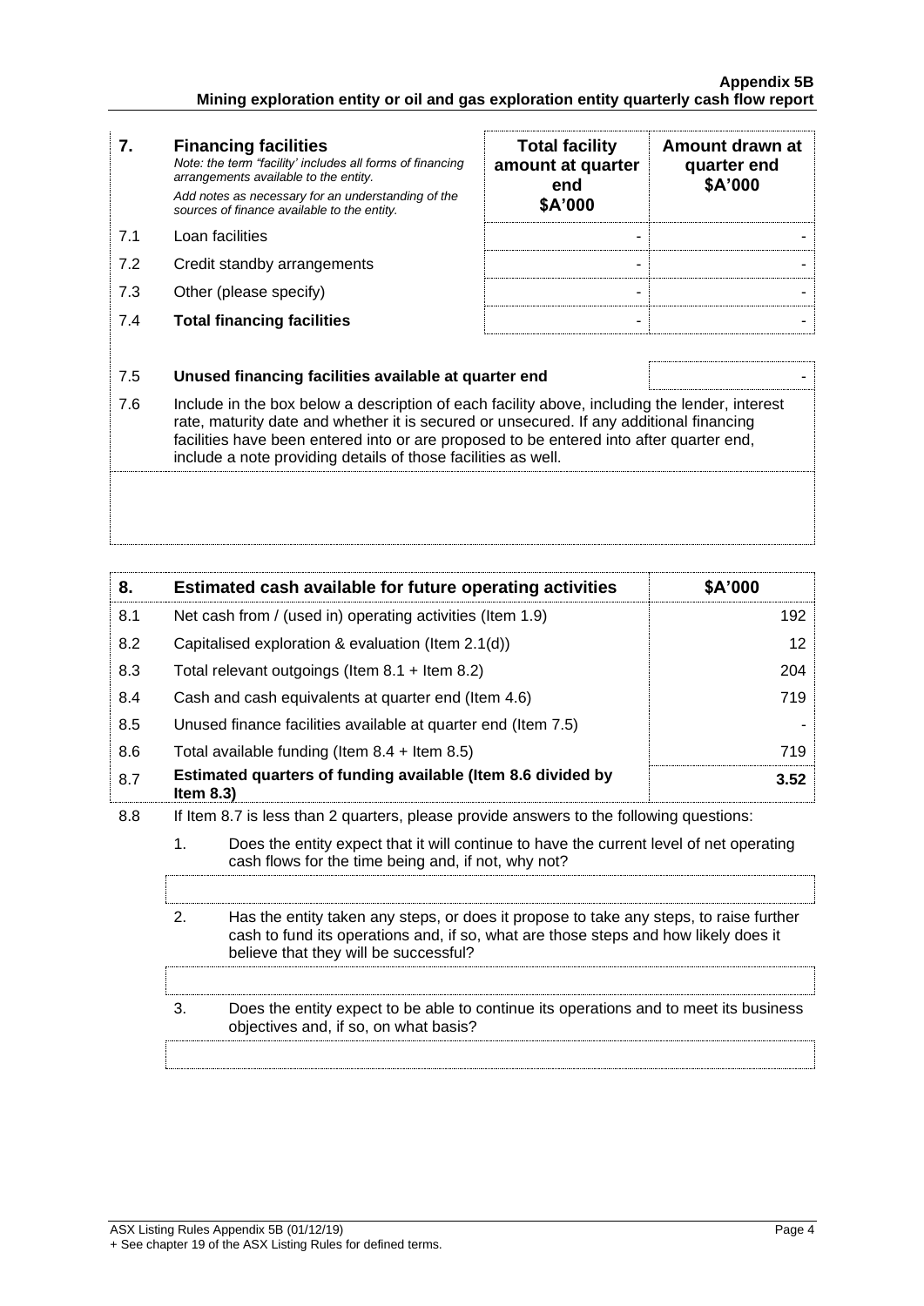| 7. | **Financing facilities**<br>*Note: the term "facility' includes all forms of financing arrangements available to the entity.*<br>*Add notes as necessary for an understanding of the sources of finance available to the entity.* | **Total facility amount at quarter end $A'000** | **Amount drawn at quarter end $A'000** |
|---|---|---|---|
| 7.1 | Loan facilities | - | - |
| 7.2 | Credit standby arrangements | - | - |
| 7.3 | Other (please specify) | - | - |
| 7.4 | **Total financing facilities** | - | - |

| | | |
|---|---|---|
| 7.5 | **Unused financing facilities available at quarter end** | - |

7.6 Include in the box below a description of each facility above, including the lender, interest rate, maturity date and whether it is secured or unsecured. If any additional financing facilities have been entered into or are proposed to be entered into after quarter end, include a note providing details of those facilities as well.

| 8. | **Estimated cash available for future operating activities** | **$A'000** |
|---|---|---|
| 8.1 | Net cash from / (used in) operating activities (Item 1.9) | 192 |
| 8.2 | Capitalised exploration & evaluation (Item 2.1(d)) | 12 |
| 8.3 | Total relevant outgoings (Item 8.1 + Item 8.2) | 204 |
| 8.4 | Cash and cash equivalents at quarter end (Item 4.6) | 719 |
| 8.5 | Unused finance facilities available at quarter end (Item 7.5) | - |
| 8.6 | Total available funding (Item 8.4 + Item 8.5) | 719 |
| 8.7 | **Estimated quarters of funding available (Item 8.6 divided by Item 8.3)** | **3.52** |

8.8 If Item 8.7 is less than 2 quarters, please provide answers to the following questions:

1. Does the entity expect that it will continue to have the current level of net operating cash flows for the time being and, if not, why not?

2. Has the entity taken any steps, or does it propose to take any steps, to raise further cash to fund its operations and, if so, what are those steps and how likely does it believe that they will be successful?

3. Does the entity expect to be able to continue its operations and to meet its business objectives and, if so, on what basis?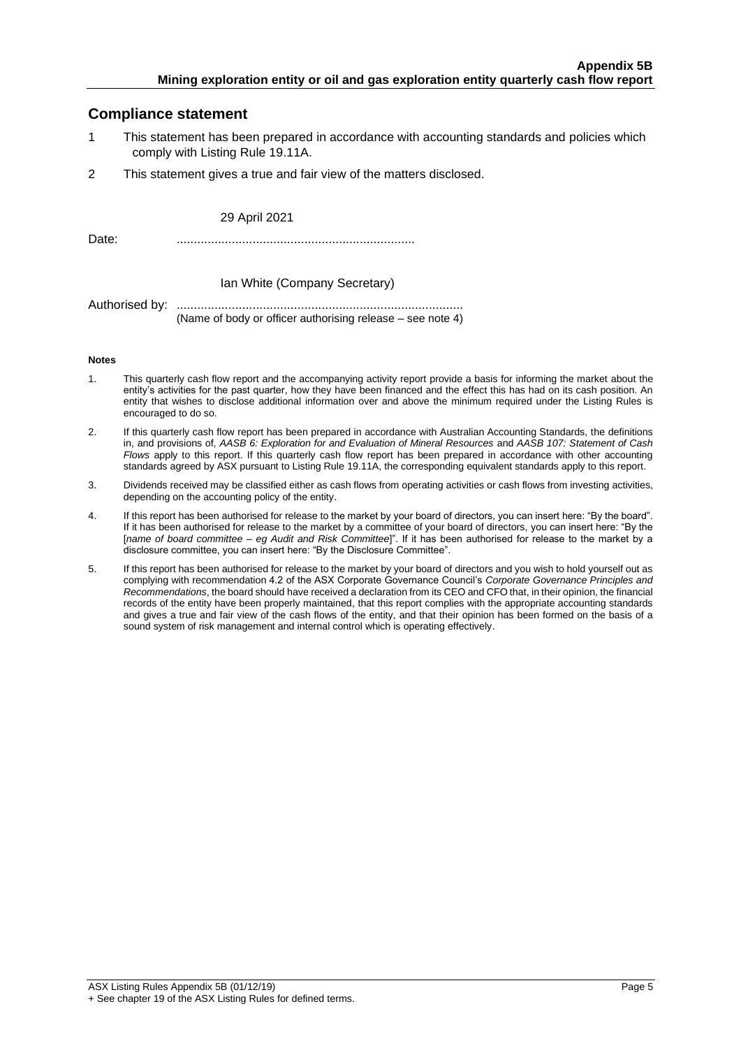## Compliance statement

1. This statement has been prepared in accordance with accounting standards and policies which comply with Listing Rule 19.11A.
2. This statement gives a true and fair view of the matters disclosed.

Date: 29 April 2021

Authorised by: Ian White (Company Secretary)
(Name of body or officer authorising release – see note 4)

**Notes**

1. This quarterly cash flow report and the accompanying activity report provide a basis for informing the market about the entity's activities for the past quarter, how they have been financed and the effect this has had on its cash position. An entity that wishes to disclose additional information over and above the minimum required under the Listing Rules is encouraged to do so.
2. If this quarterly cash flow report has been prepared in accordance with Australian Accounting Standards, the definitions in, and provisions of, *AASB 6: Exploration for and Evaluation of Mineral Resources* and *AASB 107: Statement of Cash Flows* apply to this report. If this quarterly cash flow report has been prepared in accordance with other accounting standards agreed by ASX pursuant to Listing Rule 19.11A, the corresponding equivalent standards apply to this report.
3. Dividends received may be classified either as cash flows from operating activities or cash flows from investing activities, depending on the accounting policy of the entity.
4. If this report has been authorised for release to the market by your board of directors, you can insert here: "By the board". If it has been authorised for release to the market by a committee of your board of directors, you can insert here: "By the [*name of board committee – eg Audit and Risk Committee*]". If it has been authorised for release to the market by a disclosure committee, you can insert here: "By the Disclosure Committee".
5. If this report has been authorised for release to the market by your board of directors and you wish to hold yourself out as complying with recommendation 4.2 of the ASX Corporate Governance Council's *Corporate Governance Principles and Recommendations*, the board should have received a declaration from its CEO and CFO that, in their opinion, the financial records of the entity have been properly maintained, that this report complies with the appropriate accounting standards and gives a true and fair view of the cash flows of the entity, and that their opinion has been formed on the basis of a sound system of risk management and internal control which is operating effectively.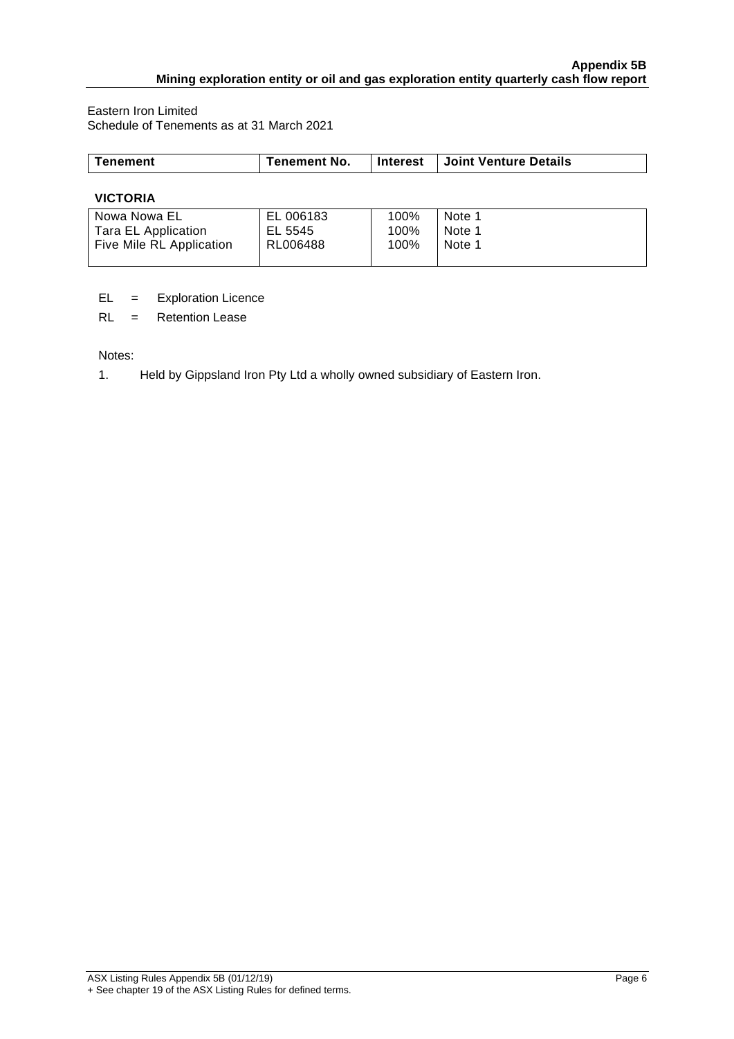Eastern Iron Limited
Schedule of Tenements as at 31 March 2021

| Tenement | Tenement No. | Interest | Joint Venture Details |
|---|---|---|---|
| **VICTORIA** | | | |
| Nowa Nowa EL | EL 006183 | 100% | Note 1 |
| Tara EL Application | EL 5545 | 100% | Note 1 |
| Five Mile RL Application | RL006488 | 100% | Note 1 |

EL = Exploration Licence

RL = Retention Lease

Notes:

1. Held by Gippsland Iron Pty Ltd a wholly owned subsidiary of Eastern Iron.